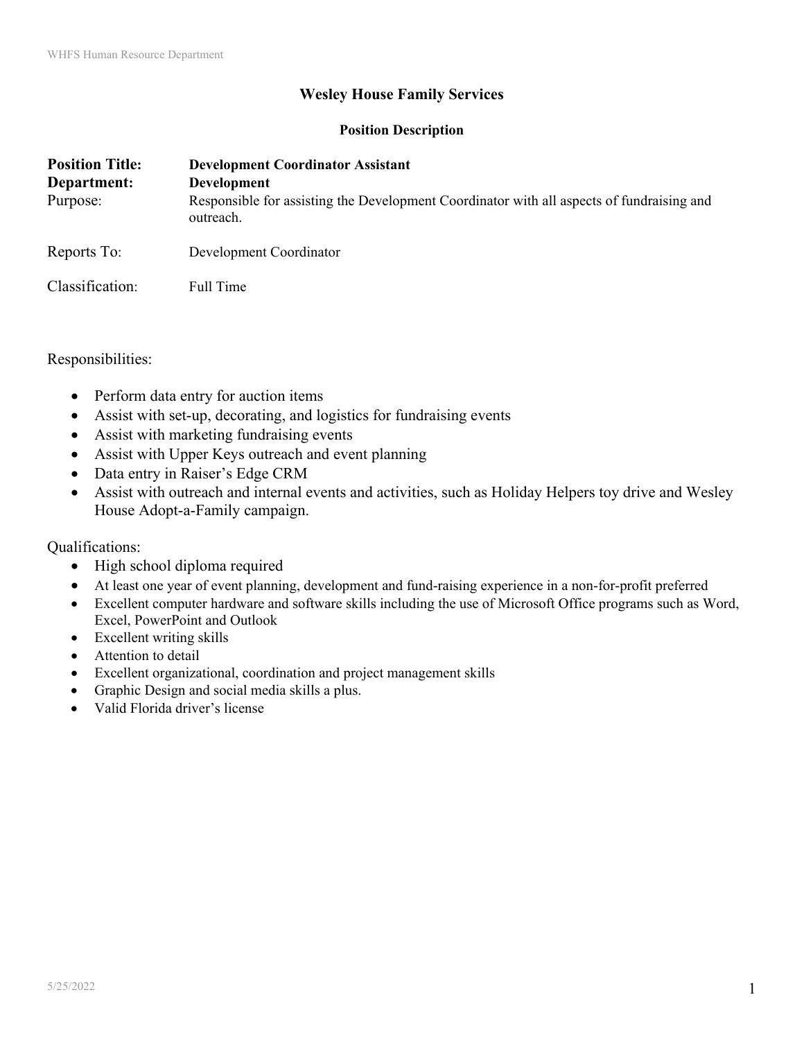# Wesley House Family Services

## Position Description

**Position Title:** **Development Coordinator Assistant**
**Department:** **Development**
Purpose: Responsible for assisting the Development Coordinator with all aspects of fundraising and outreach.

Reports To: Development Coordinator

Classification: Full Time

Responsibilities:

- Perform data entry for auction items
- Assist with set-up, decorating, and logistics for fundraising events
- Assist with marketing fundraising events
- Assist with Upper Keys outreach and event planning
- Data entry in Raiser's Edge CRM
- Assist with outreach and internal events and activities, such as Holiday Helpers toy drive and Wesley House Adopt-a-Family campaign.

Qualifications:

- High school diploma required
- At least one year of event planning, development and fund-raising experience in a non-for-profit preferred
- Excellent computer hardware and software skills including the use of Microsoft Office programs such as Word, Excel, PowerPoint and Outlook
- Excellent writing skills
- Attention to detail
- Excellent organizational, coordination and project management skills
- Graphic Design and social media skills a plus.
- Valid Florida driver's license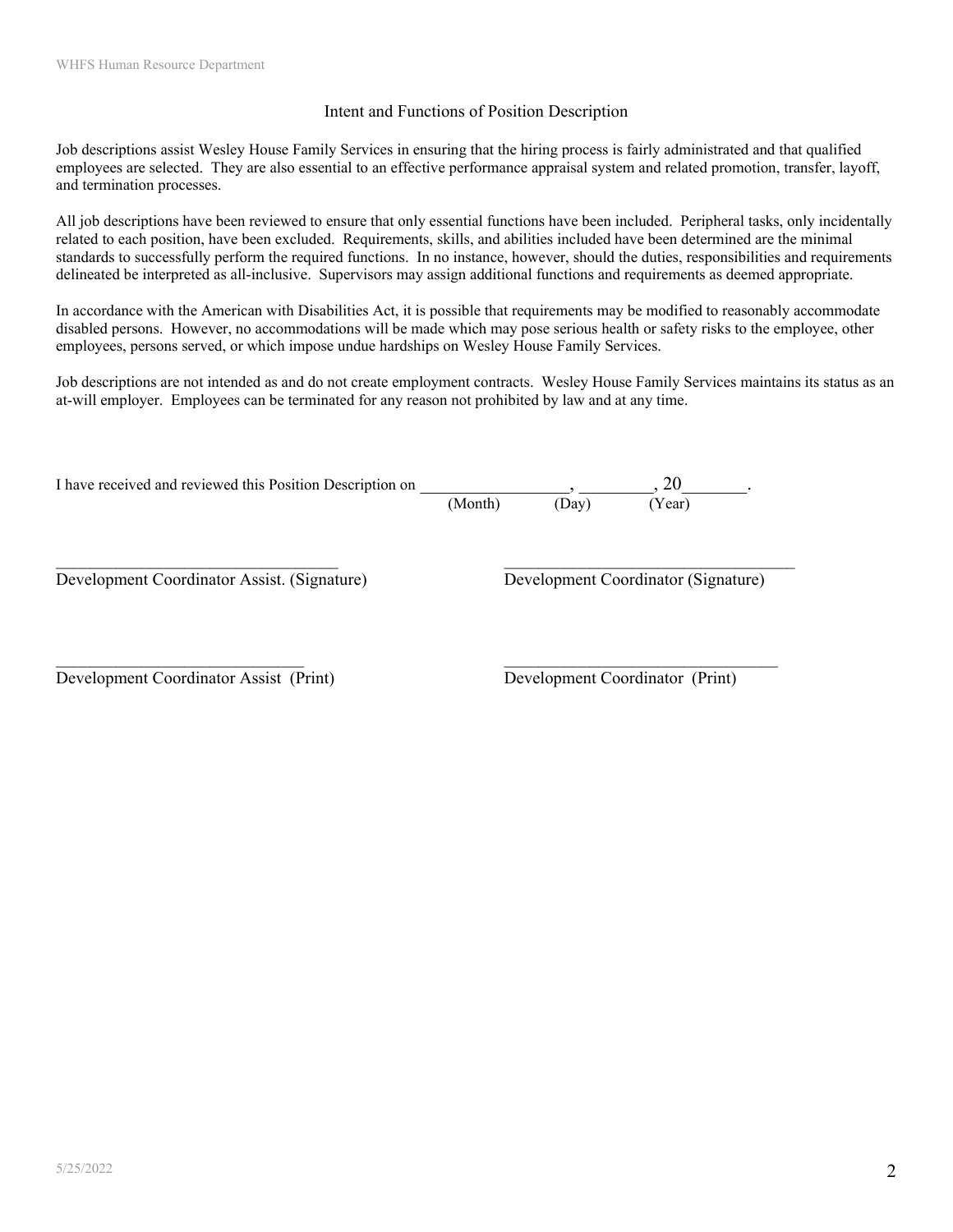## Intent and Functions of Position Description

Job descriptions assist Wesley House Family Services in ensuring that the hiring process is fairly administrated and that qualified employees are selected. They are also essential to an effective performance appraisal system and related promotion, transfer, layoff, and termination processes.

All job descriptions have been reviewed to ensure that only essential functions have been included. Peripheral tasks, only incidentally related to each position, have been excluded. Requirements, skills, and abilities included have been determined are the minimal standards to successfully perform the required functions. In no instance, however, should the duties, responsibilities and requirements delineated be interpreted as all-inclusive. Supervisors may assign additional functions and requirements as deemed appropriate.

In accordance with the American with Disabilities Act, it is possible that requirements may be modified to reasonably accommodate disabled persons. However, no accommodations will be made which may pose serious health or safety risks to the employee, other employees, persons served, or which impose undue hardships on Wesley House Family Services.

Job descriptions are not intended as and do not create employment contracts. Wesley House Family Services maintains its status as an at-will employer. Employees can be terminated for any reason not prohibited by law and at any time.

I have received and reviewed this Position Description on __________________, _________, 20________.
(Month) (Day) (Year)

___________________________________
Development Coordinator Assist. (Signature)

___________________________________
Development Coordinator (Signature)

______________________________
Development Coordinator Assist (Print)

__________________________________
Development Coordinator (Print)